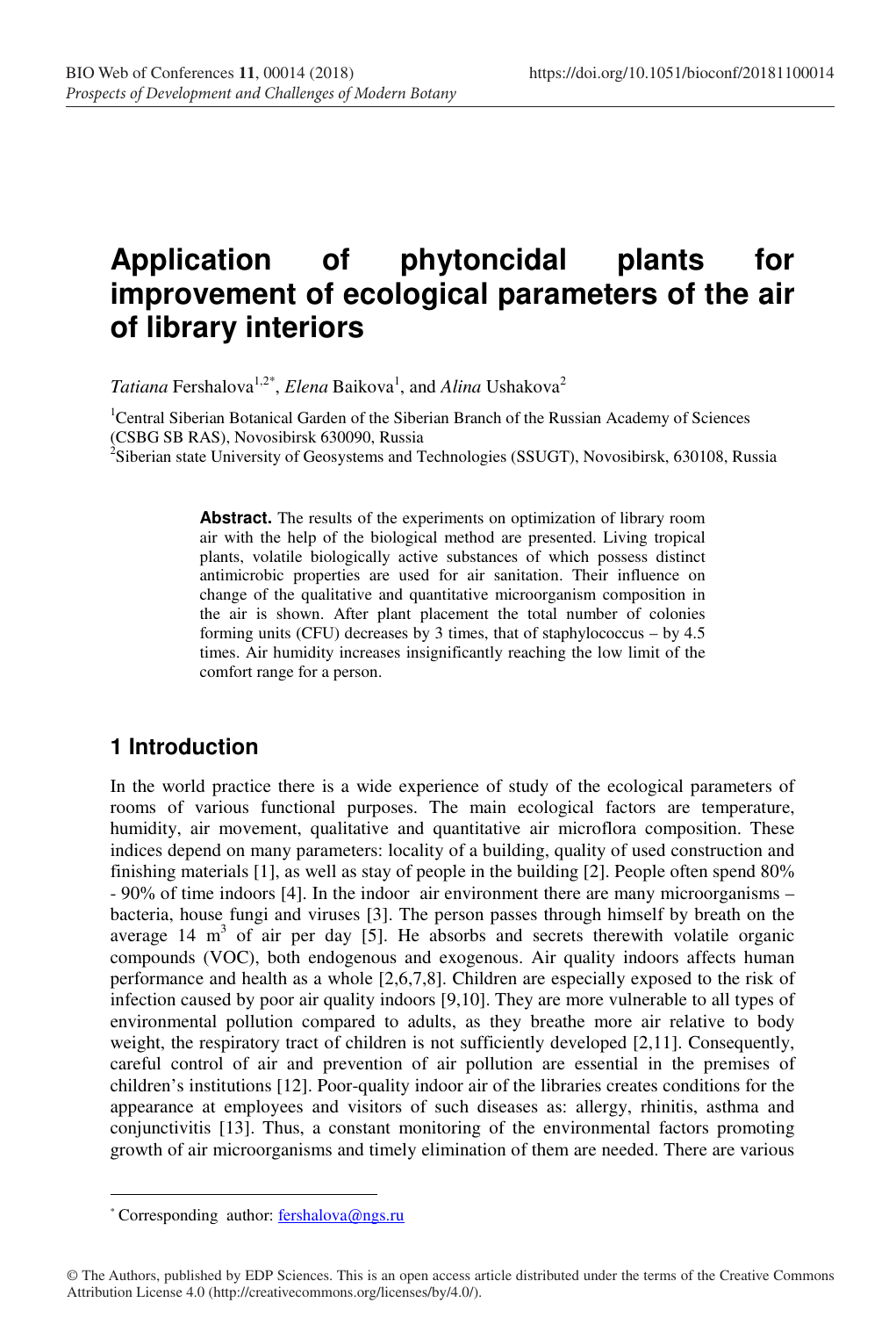# Application of phytoncidal plants for improvement of ecological parameters of the air of library interiors

*Tatiana* Fershalova[1,2*], *Elena* Baikova[1], and *Alina* Ushakova[2]

[1]Central Siberian Botanical Garden of the Siberian Branch of the Russian Academy of Sciences (CSBG SB RAS), Novosibirsk 630090, Russia
[2]Siberian state University of Geosystems and Technologies (SSUGT), Novosibirsk, 630108, Russia

> **Abstract.** The results of the experiments on optimization of library room air with the help of the biological method are presented. Living tropical plants, volatile biologically active substances of which possess distinct antimicrobic properties are used for air sanitation. Their influence on change of the qualitative and quantitative microorganism composition in the air is shown. After plant placement the total number of colonies forming units (CFU) decreases by 3 times, that of staphylococcus – by 4.5 times. Air humidity increases insignificantly reaching the low limit of the comfort range for a person.

## 1 Introduction

In the world practice there is a wide experience of study of the ecological parameters of rooms of various functional purposes. The main ecological factors are temperature, humidity, air movement, qualitative and quantitative air microflora composition. These indices depend on many parameters: locality of a building, quality of used construction and finishing materials [1], as well as stay of people in the building [2]. People often spend 80% - 90% of time indoors [4]. In the indoor air environment there are many microorganisms – bacteria, house fungi and viruses [3]. The person passes through himself by breath on the average 14 $m^3$ of air per day [5]. He absorbs and secrets therewith volatile organic compounds (VOC), both endogenous and exogenous. Air quality indoors affects human performance and health as a whole [2,6,7,8]. Children are especially exposed to the risk of infection caused by poor air quality indoors [9,10]. They are more vulnerable to all types of environmental pollution compared to adults, as they breathe more air relative to body weight, the respiratory tract of children is not sufficiently developed [2,11]. Consequently, careful control of air and prevention of air pollution are essential in the premises of children's institutions [12]. Poor-quality indoor air of the libraries creates conditions for the appearance at employees and visitors of such diseases as: allergy, rhinitis, asthma and conjunctivitis [13]. Thus, a constant monitoring of the environmental factors promoting growth of air microorganisms and timely elimination of them are needed. There are various

---

[*] Corresponding author: fershalova@ngs.ru

© The Authors, published by EDP Sciences. This is an open access article distributed under the terms of the Creative Commons Attribution License 4.0 (http://creativecommons.org/licenses/by/4.0/).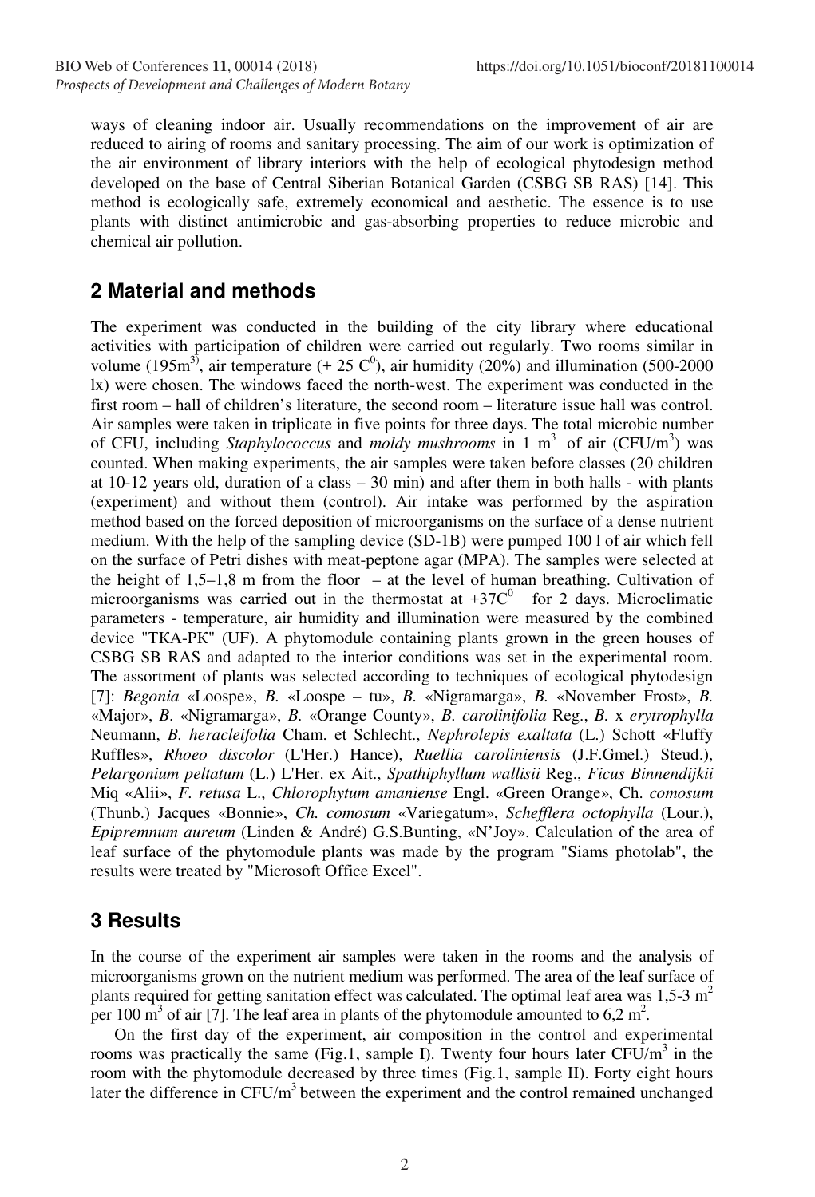ways of cleaning indoor air. Usually recommendations on the improvement of air are reduced to airing of rooms and sanitary processing. The aim of our work is optimization of the air environment of library interiors with the help of ecological phytodesign method developed on the base of Central Siberian Botanical Garden (CSBG SB RAS) [14]. This method is ecologically safe, extremely economical and aesthetic. The essence is to use plants with distinct antimicrobic and gas-absorbing properties to reduce microbic and chemical air pollution.

## 2 Material and methods

The experiment was conducted in the building of the city library where educational activities with participation of children were carried out regularly. Two rooms similar in volume ($195m^3$), air temperature ($+ 25 C^0$), air humidity (20%) and illumination (500-2000 lx) were chosen. The windows faced the north-west. The experiment was conducted in the first room – hall of children's literature, the second room – literature issue hall was control. Air samples were taken in triplicate in five points for three days. The total microbic number of CFU, including *Staphylococcus* and *moldy mushrooms* in 1 $m^3$ of air ($CFU/m^3$) was counted. When making experiments, the air samples were taken before classes (20 children at 10-12 years old, duration of a class – 30 min) and after them in both halls - with plants (experiment) and without them (control). Air intake was performed by the aspiration method based on the forced deposition of microorganisms on the surface of a dense nutrient medium. With the help of the sampling device (SD-1B) were pumped 100 l of air which fell on the surface of Petri dishes with meat-peptone agar (MPA). The samples were selected at the height of 1,5–1,8 m from the floor – at the level of human breathing. Cultivation of microorganisms was carried out in the thermostat at $+37C^0$ for 2 days. Microclimatic parameters - temperature, air humidity and illumination were measured by the combined device "ТКА-PK" (UF). A phytomodule containing plants grown in the green houses of CSBG SB RAS and adapted to the interior conditions was set in the experimental room. The assortment of plants was selected according to techniques of ecological phytodesign [7]: *Begonia* «Loospe», *B.* «Loospe – tu», *B.* «Nigramarga», *B.* «November Frost», *B.* «Major», *B*. «Nigramarga», *B.* «Orange County», *B. carolinifolia* Reg., *B.* x *erytrophylla* Neumann, *B. heracleifolia* Cham. et Schlecht., *Nephrolepis exaltata* (L.) Schott «Fluffy Ruffles», *Rhoeo discolor* (L'Her.) Hance), *Ruellia caroliniensis* (J.F.Gmel.) Steud.), *Pelargonium peltatum* (L.) L'Her. ex Ait., *Spathiphyllum wallisii* Reg., *Ficus Binnendijkii* Miq «Alii», *F. retusa* L., *Chlorophytum amaniense* Engl. «Green Orange», Ch. *comosum* (Thunb.) Jacques «Bonnie», *Ch. comosum* «Variegatum», *Schefflera octophylla* (Lour.), *Epipremnum aureum* (Linden & André) G.S.Bunting, «N'Joy». Calculation of the area of leaf surface of the phytomodule plants was made by the program "Siams photolab", the results were treated by "Microsoft Office Excel".

## 3 Results

In the course of the experiment air samples were taken in the rooms and the analysis of microorganisms grown on the nutrient medium was performed. The area of the leaf surface of plants required for getting sanitation effect was calculated. The optimal leaf area was 1,5-3 $m^2$ per 100 $m^3$ of air [7]. The leaf area in plants of the phytomodule amounted to 6,2 $m^2$.

On the first day of the experiment, air composition in the control and experimental rooms was practically the same (Fig.1, sample I). Twenty four hours later $CFU/m^3$ in the room with the phytomodule decreased by three times (Fig.1, sample II). Forty eight hours later the difference in $CFU/m^3$ between the experiment and the control remained unchanged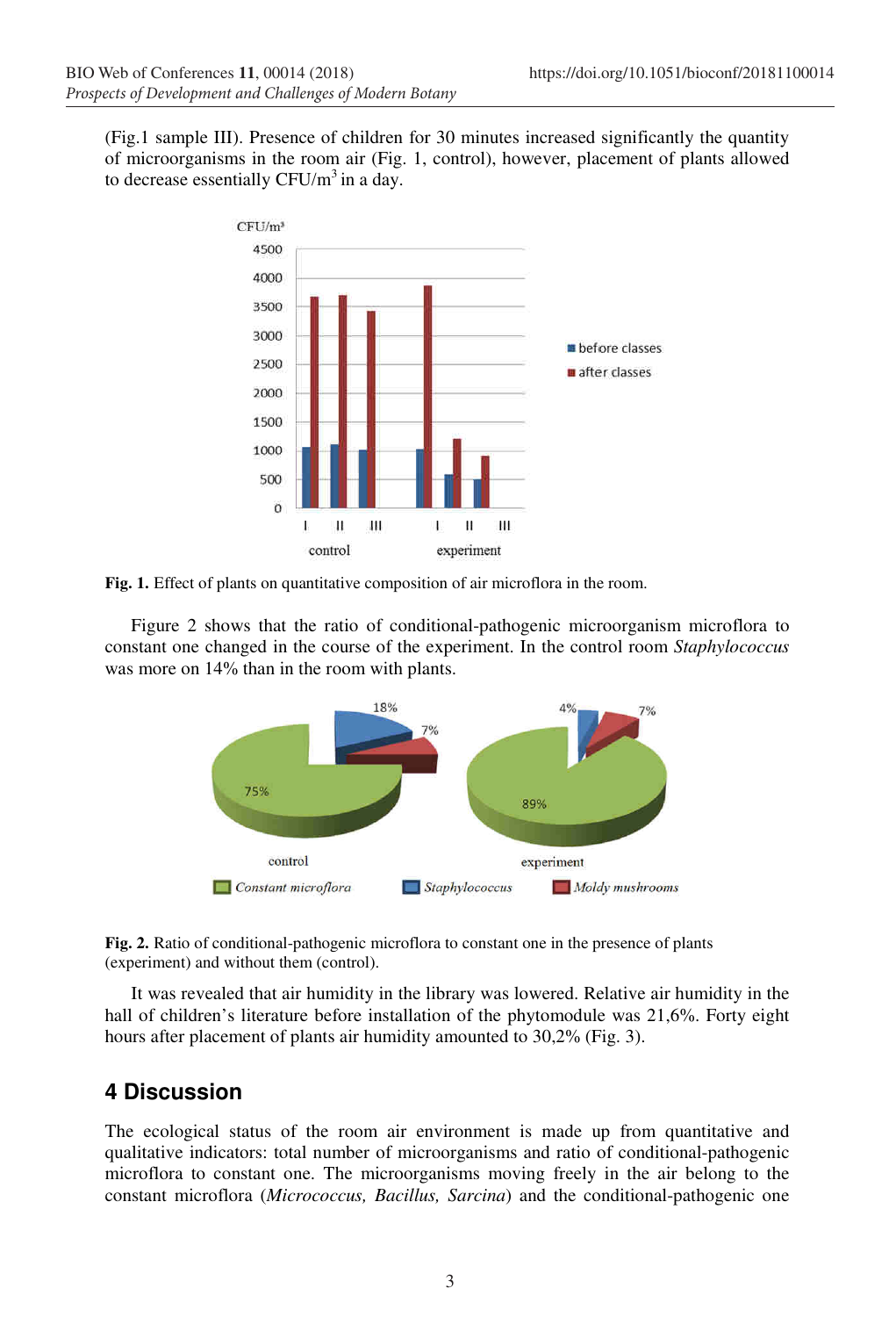(Fig.1 sample III). Presence of children for 30 minutes increased significantly the quantity of microorganisms in the room air (Fig. 1, control), however, placement of plants allowed to decrease essentially CFU/m$^3$ in a day.

**Fig. 1.** Effect of plants on quantitative composition of air microflora in the room.

Figure 2 shows that the ratio of conditional-pathogenic microorganism microflora to constant one changed in the course of the experiment. In the control room *Staphylococcus* was more on 14% than in the room with plants.

**Fig. 2.** Ratio of conditional-pathogenic microflora to constant one in the presence of plants (experiment) and without them (control).

It was revealed that air humidity in the library was lowered. Relative air humidity in the hall of children's literature before installation of the phytomodule was 21,6%. Forty eight hours after placement of plants air humidity amounted to 30,2% (Fig. 3).

## 4 Discussion

The ecological status of the room air environment is made up from quantitative and qualitative indicators: total number of microorganisms and ratio of conditional-pathogenic microflora to constant one. The microorganisms moving freely in the air belong to the constant microflora (*Micrococcus, Bacillus, Sarcina*) and the conditional-pathogenic one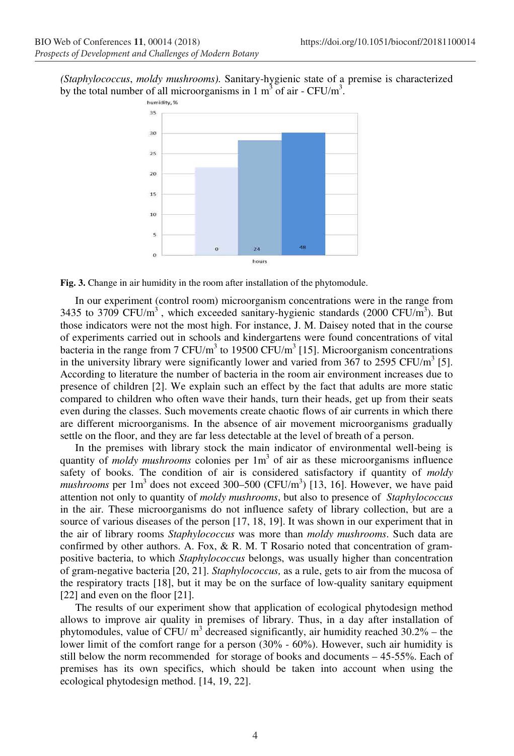*(Staphylococcus*, *moldy mushrooms).* Sanitary-hygienic state of a premise is characterized by the total number of all microorganisms in 1 $m^3$ of air - CFU/$m^3$.

**Fig. 3.** Change in air humidity in the room after installation of the phytomodule.

In our experiment (control room) microorganism concentrations were in the range from 3435 to 3709 CFU/$m^3$ , which exceeded sanitary-hygienic standards (2000 CFU/$m^3$). But those indicators were not the most high. For instance, J. M. Daisey noted that in the course of experiments carried out in schools and kindergartens were found concentrations of vital bacteria in the range from 7 CFU/$m^3$ to 19500 CFU/$m^3$ [15]. Microorganism concentrations in the university library were significantly lower and varied from 367 to 2595 CFU/$m^3$ [5]. According to literature the number of bacteria in the room air environment increases due to presence of children [2]. We explain such an effect by the fact that adults are more static compared to children who often wave their hands, turn their heads, get up from their seats even during the classes. Such movements create chaotic flows of air currents in which there are different microorganisms. In the absence of air movement microorganisms gradually settle on the floor, and they are far less detectable at the level of breath of a person.

In the premises with library stock the main indicator of environmental well-being is quantity of *moldy mushrooms* colonies per 1$m^3$ of air as these microorganisms influence safety of books. The condition of air is considered satisfactory if quantity of *moldy mushrooms* per 1$m^3$ does not exceed 300–500 (CFU/$m^3$) [13, 16]. However, we have paid attention not only to quantity of *moldy mushrooms*, but also to presence of *Staphylococcus* in the air. These microorganisms do not influence safety of library collection, but are a source of various diseases of the person [17, 18, 19]. It was shown in our experiment that in the air of library rooms *Staphylococcus* was more than *moldy mushrooms*. Such data are confirmed by other authors. A. Fox, & R. M. T Rosario noted that concentration of gram-positive bacteria, to which *Staphylococcus* belongs, was usually higher than concentration of gram-negative bacteria [20, 21]. *Staphylococcus,* as a rule, gets to air from the mucosa of the respiratory tracts [18], but it may be on the surface of low-quality sanitary equipment [22] and even on the floor [21].

The results of our experiment show that application of ecological phytodesign method allows to improve air quality in premises of library. Thus, in a day after installation of phytomodules, value of CFU/ $m^3$ decreased significantly, air humidity reached 30.2% – the lower limit of the comfort range for a person (30% - 60%). However, such air humidity is still below the norm recommended for storage of books and documents – 45-55%. Each of premises has its own specifics, which should be taken into account when using the ecological phytodesign method. [14, 19, 22].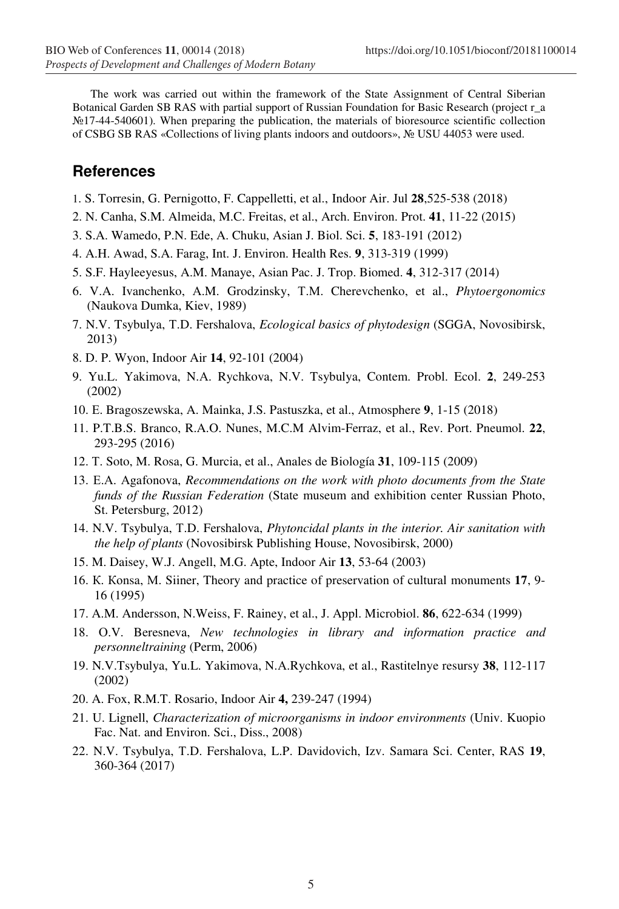The work was carried out within the framework of the State Assignment of Central Siberian Botanical Garden SB RAS with partial support of Russian Foundation for Basic Research (project r_a №17-44-540601). When preparing the publication, the materials of bioresource scientific collection of CSBG SB RAS «Collections of living plants indoors and outdoors», № USU 44053 were used.

## References

1. S. Torresin, G. Pernigotto, F. Cappelletti, et al., Indoor Air. Jul **28**,525-538 (2018)
2. N. Canha, S.M. Almeida, M.C. Freitas, et al., Arch. Environ. Prot. **41**, 11-22 (2015)
3. S.A. Wamedo, P.N. Ede, A. Chuku, Asian J. Biol. Sci. **5**, 183-191 (2012)
4. A.H. Awad, S.A. Farag, Int. J. Environ. Health Res. **9**, 313-319 (1999)
5. S.F. Hayleeyesus, A.M. Manaye, Asian Pac. J. Trop. Biomed. **4**, 312-317 (2014)
6. V.A. Ivanchenko, A.M. Grodzinsky, T.M. Cherevchenko, et al., *Phytoergonomics* (Naukova Dumka, Kiev, 1989)
7. N.V. Tsybulya, T.D. Fershalova, *Ecological basics of phytodesign* (SGGA, Novosibirsk, 2013)
8. D. P. Wyon, Indoor Air **14**, 92-101 (2004)
9. Yu.L. Yakimova, N.A. Rychkova, N.V. Tsybulya, Contem. Probl. Ecol. **2**, 249-253 (2002)
10. E. Bragoszewska, A. Mainka, J.S. Pastuszka, et al., Atmosphere **9**, 1-15 (2018)
11. P.T.B.S. Branco, R.A.O. Nunes, M.C.M Alvim-Ferraz, et al., Rev. Port. Pneumol. **22**, 293-295 (2016)
12. T. Soto, M. Rosa, G. Murcia, et al., Anales de Biología **31**, 109-115 (2009)
13. E.A. Agafonova, *Recommendations on the work with photo documents from the State funds of the Russian Federation* (State museum and exhibition center Russian Photo, St. Petersburg, 2012)
14. N.V. Tsybulya, T.D. Fershalova, *Phytoncidal plants in the interior. Air sanitation with the help of plants* (Novosibirsk Publishing House, Novosibirsk, 2000)
15. M. Daisey, W.J. Angell, M.G. Apte, Indoor Air **13**, 53-64 (2003)
16. K. Konsa, M. Siiner, Theory and practice of preservation of cultural monuments **17**, 9-16 (1995)
17. A.M. Andersson, N.Weiss, F. Rainey, et al., J. Appl. Microbiol. **86**, 622-634 (1999)
18. O.V. Beresneva, *New technologies in library and information practice and personneltraining* (Perm, 2006)
19. N.V.Tsybulya, Yu.L. Yakimova, N.A.Rychkova, et al., Rastitelnye resursy **38**, 112-117 (2002)
20. A. Fox, R.M.T. Rosario, Indoor Air **4,** 239-247 (1994)
21. U. Lignell, *Characterization of microorganisms in indoor environments* (Univ. Kuopio Fac. Nat. and Environ. Sci., Diss., 2008)
22. N.V. Tsybulya, T.D. Fershalova, L.P. Davidovich, Izv. Samara Sci. Center, RAS **19**, 360-364 (2017)